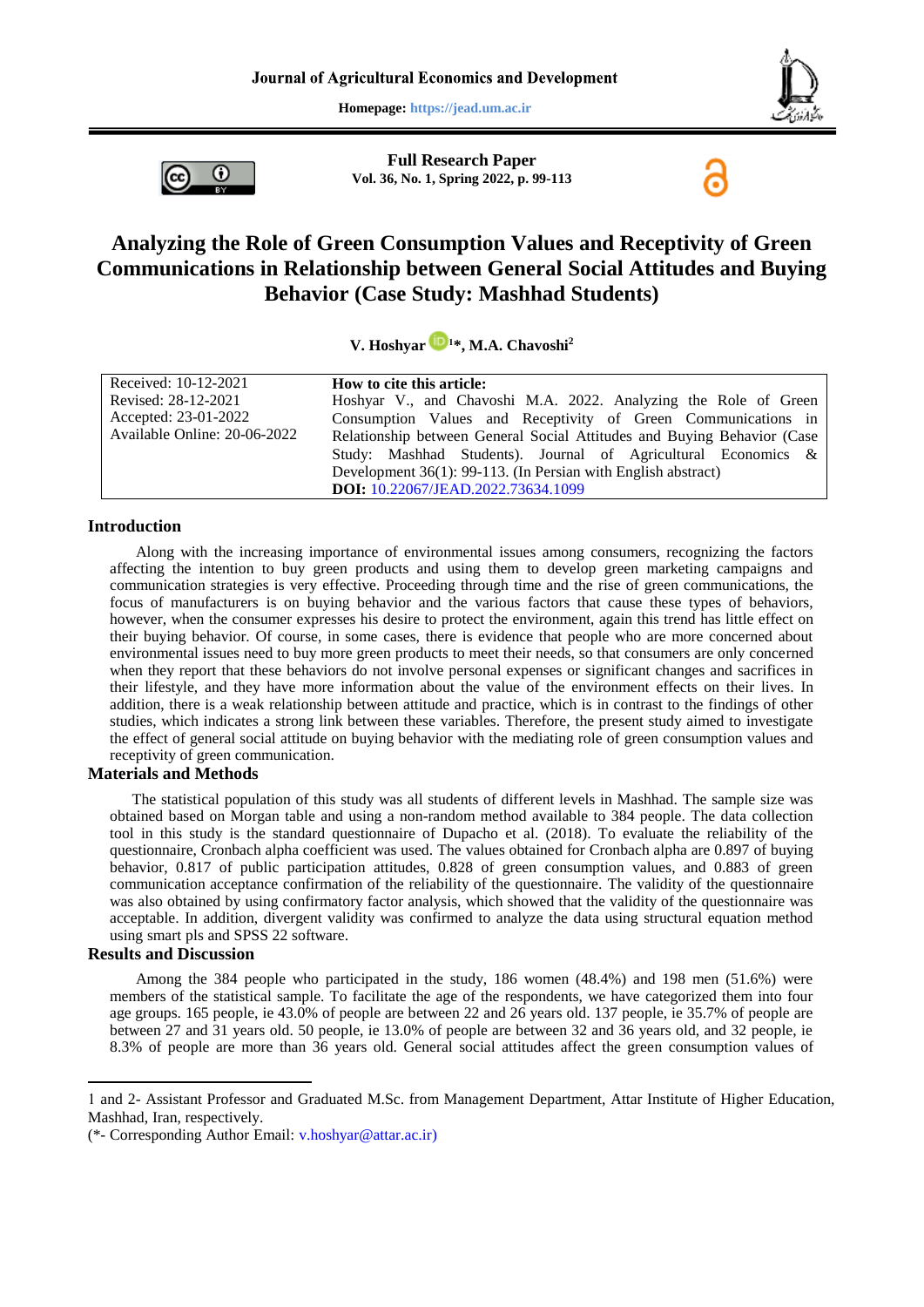Journal of Agricultural Economics and Development

Homepage: https://jead.um.ac.ir

**Full Research Paper**
**Vol. 36, No. 1, Spring 2022, p. 99-113**

# Analyzing the Role of Green Consumption Values and Receptivity of Green Communications in Relationship between General Social Attitudes and Buying Behavior (Case Study: Mashhad Students)

**V. Hoshyar[1]\*, M.A. Chavoshi[2]**

| Received: 10-12-2021<br>Revised: 28-12-2021<br>Accepted: 23-01-2022<br>Available Online: 20-06-2022 | **How to cite this article:**<br>Hoshyar V., and Chavoshi M.A. 2022. Analyzing the Role of Green Consumption Values and Receptivity of Green Communications in Relationship between General Social Attitudes and Buying Behavior (Case Study: Mashhad Students). Journal of Agricultural Economics & Development 36(1): 99-113. (In Persian with English abstract)<br>**DOI:** 10.22067/JEAD.2022.73634.1099 |
|---|---|

## Introduction

Along with the increasing importance of environmental issues among consumers, recognizing the factors affecting the intention to buy green products and using them to develop green marketing campaigns and communication strategies is very effective. Proceeding through time and the rise of green communications, the focus of manufacturers is on buying behavior and the various factors that cause these types of behaviors, however, when the consumer expresses his desire to protect the environment, again this trend has little effect on their buying behavior. Of course, in some cases, there is evidence that people who are more concerned about environmental issues need to buy more green products to meet their needs, so that consumers are only concerned when they report that these behaviors do not involve personal expenses or significant changes and sacrifices in their lifestyle, and they have more information about the value of the environment effects on their lives. In addition, there is a weak relationship between attitude and practice, which is in contrast to the findings of other studies, which indicates a strong link between these variables. Therefore, the present study aimed to investigate the effect of general social attitude on buying behavior with the mediating role of green consumption values and receptivity of green communication.

## Materials and Methods

The statistical population of this study was all students of different levels in Mashhad. The sample size was obtained based on Morgan table and using a non-random method available to 384 people. The data collection tool in this study is the standard questionnaire of Dupacho et al. (2018). To evaluate the reliability of the questionnaire, Cronbach alpha coefficient was used. The values obtained for Cronbach alpha are 0.897 of buying behavior, 0.817 of public participation attitudes, 0.828 of green consumption values, and 0.883 of green communication acceptance confirmation of the reliability of the questionnaire. The validity of the questionnaire was also obtained by using confirmatory factor analysis, which showed that the validity of the questionnaire was acceptable. In addition, divergent validity was confirmed to analyze the data using structural equation method using smart pls and SPSS 22 software.

## Results and Discussion

Among the 384 people who participated in the study, 186 women (48.4%) and 198 men (51.6%) were members of the statistical sample. To facilitate the age of the respondents, we have categorized them into four age groups. 165 people, ie 43.0% of people are between 22 and 26 years old. 137 people, ie 35.7% of people are between 27 and 31 years old. 50 people, ie 13.0% of people are between 32 and 36 years old, and 32 people, ie 8.3% of people are more than 36 years old. General social attitudes affect the green consumption values of

---

1 and 2- Assistant Professor and Graduated M.Sc. from Management Department, Attar Institute of Higher Education, Mashhad, Iran, respectively.

(\*- Corresponding Author Email: v.hoshyar@attar.ac.ir)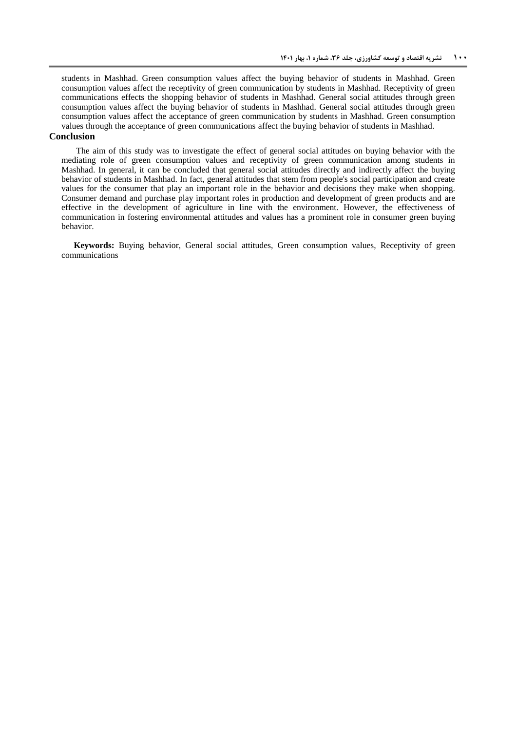students in Mashhad. Green consumption values affect the buying behavior of students in Mashhad. Green consumption values affect the receptivity of green communication by students in Mashhad. Receptivity of green communications effects the shopping behavior of students in Mashhad. General social attitudes through green consumption values affect the buying behavior of students in Mashhad. General social attitudes through green consumption values affect the acceptance of green communication by students in Mashhad. Green consumption values through the acceptance of green communications affect the buying behavior of students in Mashhad.

## Conclusion

The aim of this study was to investigate the effect of general social attitudes on buying behavior with the mediating role of green consumption values and receptivity of green communication among students in Mashhad. In general, it can be concluded that general social attitudes directly and indirectly affect the buying behavior of students in Mashhad. In fact, general attitudes that stem from people's social participation and create values for the consumer that play an important role in the behavior and decisions they make when shopping. Consumer demand and purchase play important roles in production and development of green products and are effective in the development of agriculture in line with the environment. However, the effectiveness of communication in fostering environmental attitudes and values has a prominent role in consumer green buying behavior.

**Keywords:** Buying behavior, General social attitudes, Green consumption values, Receptivity of green communications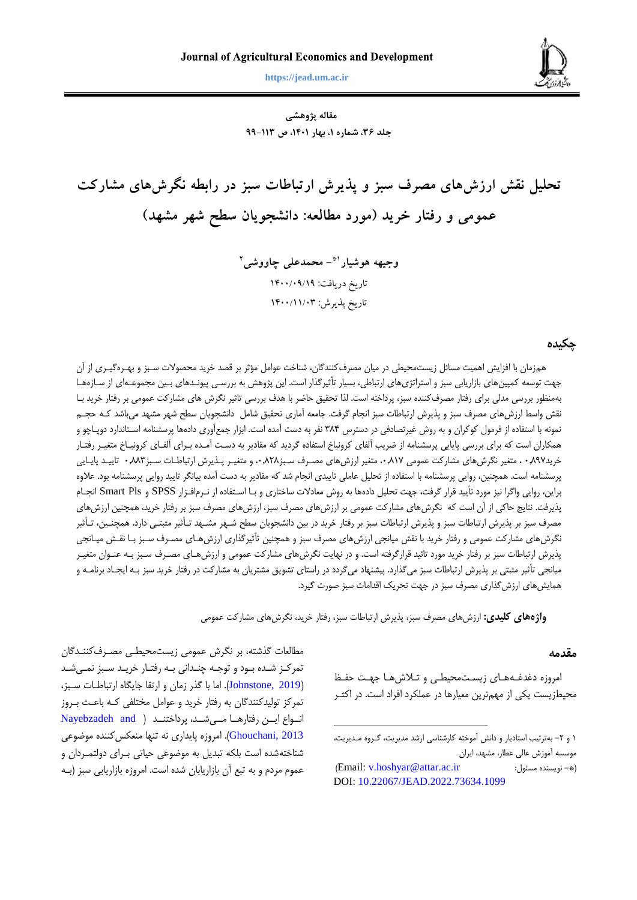مقاله پژوهشی

# تحلیل نقش ارزش‌های مصرف سبز و پذیرش ارتباطات سبز در رابطه نگرش‌های مشارکت عمومی و رفتار خرید (مورد مطالعه: دانشجویان سطح شهر مشهد)

وجیهه هوشیار[1]*- محمدعلی چاووشی[2]

تاریخ دریافت: ۱۴۰۰/۰۹/۱۹

تاریخ پذیرش: ۱۴۰۰/۱۱/۰۳

## چکیده

همزمان با افزایش اهمیت مسائل زیست‌محیطی در میان مصرف‌کنندگان، شناخت عوامل مؤثر بر قصد خرید محصولات سبز و بهره‌گیری از آن جهت توسعه کمپین‌های بازاریابی سبز و استراتژی‌های ارتباطی، بسیار تأثیرگذار است. این پژوهش به بررسی پیوندهای بین مجموعه‌ای از سازه‌ها به‌منظور بررسی مدلی برای رفتار مصرف‌کننده سبز، پرداخته است. لذا تحقیق حاضر با هدف بررسی تاثیر نگرش های مشارکت عمومی بر رفتار خرید با نقش واسط ارزش‌های مصرف سبز و پذیرش ارتباطات سبز انجام گرفت. جامعه آماری تحقیق شامل دانشجویان سطح شهر مشهد می‌باشد که حجم نمونه با استفاده از فرمول کوکران و به روش غیرتصادفی در دسترس ۳۸۴ نفر به دست آمده است. ابزار جمع‌آوری داده‌ها پرسشنامه استاندارد دوپاچو و همکاران است که برای بررسی پایایی پرسشنامه از ضریب آلفای کرونباخ استفاده گردید که مقادیر به دست آمده برای آلفای کرونباخ متغیر رفتار خرید۰،۸۹۷ ، متغیر نگرش‌های مشارکت عمومی ۰،۸۱۷، متغیر ارزش‌های مصرف سبز۰،۸۲۸، و متغیر پذیرش ارتباطات سبز۰،۸۸۳ تایید پایایی پرسشنامه است. همچنین، روایی پرسشنامه با استفاده از تحلیل عاملی تاییدی انجام شد که مقادیر به دست آمده بیانگر تایید روایی پرسشنامه بود. علاوه براین، روایی واگرا نیز مورد تأیید قرار گرفت، جهت تحلیل داده‌ها به روش معادلات ساختاری و با استفاده از نرم‌افزار SPSS و Smart Pls انجام پذیرفت. نتایج حاکی از آن است که نگرش‌های مشارکت عمومی بر ارزش‌های مصرف سبز، ارزش‌های مصرف سبز بر رفتار خرید، همچنین ارزش‌های مصرف سبز بر پذیرش ارتباطات سبز و پذیرش ارتباطات سبز بر رفتار خرید در بین دانشجویان سطح شهر مشهد تأثیر مثبتی دارد. همچنین، تأثیر نگرش‌های مشارکت عمومی و رفتار خرید با نقش میانجی ارزش‌های مصرف سبز و همچنین تأثیرگذاری ارزش‌های مصرف سبز با نقش میانجی پذیرش ارتباطات سبز بر رفتار خرید مورد تائید قرارگرفته است. و در نهایت نگرش‌های مشارکت عمومی و ارزش‌های مصرف سبز به عنوان متغیر میانجی تأثیر مثبتی بر پذیرش ارتباطات سبز می‌گذارد. پیشنهاد می‌گردد در راستای تشویق مشتریان به مشارکت در رفتار خرید سبز به ایجاد برنامه و همایش‌های ارزش‌گذاری مصرف سبز در جهت تحریک اقدامات سبز صورت گیرد.

**واژه‌های کلیدی:** ارزش‌های مصرف سبز، پذیرش ارتباطات سبز، رفتار خرید، نگرش‌های مشارکت عمومی

## مقدمه

امروزه دغدغه‌های زیست‌محیطی و تلاش‌ها جهت حفظ محیط‌زیست یکی از مهم‌ترین معیارها در عملکرد افراد است. در اکثر مطالعات گذشته، بر نگرش عمومی زیست‌محیطی مصرف‌کنندگان تمرکز شده بود و توجه چندانی به رفتار خرید سبز نمی‌شد (Johnstone, 2019). اما با گذر زمان و ارتقا جایگاه ارتباطات سبز، تمرکز تولیدکنندگان به رفتار خرید و عوامل مختلفی که باعث بروز انواع این رفتارها می‌شد، پرداختند (Nayebzadeh and Ghouchani, 2013). امروزه پایداری نه تنها منعکس‌کننده موضوعی شناخته‌شده است بلکه تبدیل به موضوعی حیاتی برای دولتمردان و عموم مردم و به تبع آن بازاریابان شده است. امروزه بازاریابی سبز (به

---

[1] و ۲- به‌ترتیب استادیار و دانش آموخته کارشناسی ارشد مدیریت، گروه مدیریت، موسسه آموزش عالی عطار، مشهد، ایران

(*- نویسنده مسئول: Email: v.hoshyar@attar.ac.ir)

DOI: 10.22067/JEAD.2022.73634.1099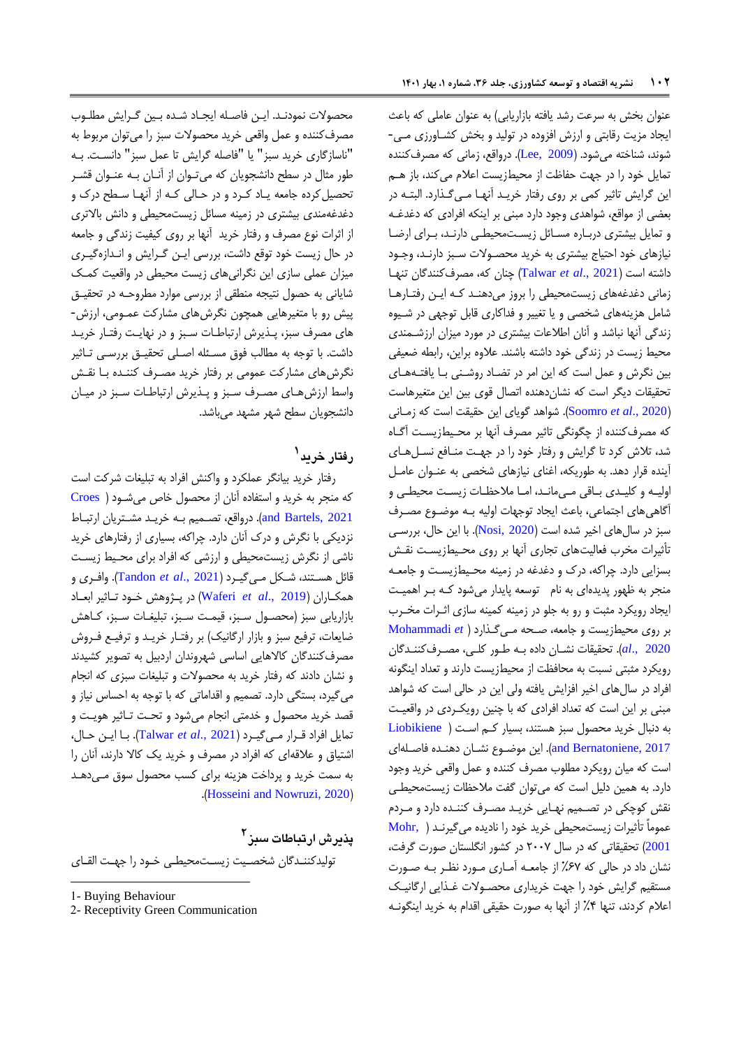عنوان بخش به سرعت رشد یافته بازاریابی) به عنوان عاملی که باعث ایجاد مزیت رقابتی و ارزش افزوده در تولید و بخش کشاورزی می‌شوند، شناخته می‌شود. (Lee, 2009). درواقع، زمانی که مصرف‌کننده تمایل خود را در جهت حفاظت از محیط‌زیست اعلام می‌کند، باز هم این گرایش تاثیر کمی بر روی رفتار خرید آنها می‌گذارد. البته در بعضی از مواقع، شواهدی وجود دارد مبنی بر اینکه افرادی که دغدغه و تمایل بیشتری درباره مسائل زیست‌محیطی دارند، برای ارضا نیازهای خود احتیاج بیشتری به خرید محصولات سبز دارند، وجود داشته است (Talwar *et al.*, 2021) چنان که، مصرف‌کنندگان تنها زمانی دغدغه‌های زیست‌محیطی را بروز می‌دهند که این رفتارها شامل هزینه‌های شخصی و یا تغییر و فداکاری قابل توجهی در شیوه زندگی آنها نباشد و آنان اطلاعات بیشتری در مورد میزان ارزشمندی محیط زیست در زندگی خود داشته باشند. علاوه براین، رابطه ضعیفی بین نگرش و عمل است که این امر در تضاد روشنی با یافته‌های تحقیقات دیگر است که نشان‌دهنده اتصال قوی بین این متغیرهاست (Soomro *et al.*, 2020). شواهد گویای این حقیقت است که زمانی که مصرف‌کننده از چگونگی تاثیر مصرف آنها بر محیط‌زیست آگاه شد، تلاش کرد تا گرایش و رفتار خود را در جهت منافع نسل‌های آینده قرار دهد. به طوریکه، اغنای نیازهای شخصی به عنوان عامل اولیه و کلیدی باقی می‌مانند، اما ملاحظات زیست محیطی و آگاهی‌های اجتماعی، باعث ایجاد توجهات اولیه به موضوع مصرف سبز در سال‌های اخیر شده است (Nosi, 2020). با این حال، بررسی تأثیرات مخرب فعالیت‌های تجاری آنها بر روی محیط‌زیست نقش بسزایی دارد. چراکه، درک و دغدغه در زمینه محیط‌زیست و جامعه منجر به ظهور پدیده‌ای به نام توسعه پایدار می‌شود که بر اهمیت ایجاد رویکرد مثبت و رو به جلو در زمینه کمینه سازی اثرات مخرب بر روی محیط‌زیست و جامعه، صحه می‌گذارد (Mohammadi *et al.*, 2020). تحقیقات نشان داده به طور کلی، مصرف‌کنندگان رویکرد مثبتی نسبت به محافظت از محیط‌زیست دارند و تعداد اینگونه افراد در سال‌های اخیر افزایش یافته ولی این در حالی است که شواهد مبنی بر این است که تعداد افرادی که با چنین رویکردی در واقعیت به دنبال خرید محصول سبز هستند، بسیار کم است (Liobikiene and Bernatoniene, 2017). این موضوع نشان دهنده فاصله‌ای است که میان رویکرد مطلوب مصرف کننده و عمل واقعی خرید وجود دارد. به همین دلیل است که می‌توان گفت ملاحظات زیست‌محیطی نقش کوچکی در تصمیم نهایی خرید مصرف کننده دارد و مردم عموماً تأثیرات زیست‌محیطی خرید خود را نادیده می‌گیرند (Mohr, 2001) تحقیقاتی که در سال ۲۰۰۷ در کشور انگلستان صورت گرفت، نشان داد در حالی که ۶۷٪ از جامعه آماری مورد نظر به صورت مستقیم گرایش خود را جهت خریداری محصولات غذایی ارگانیک اعلام کردند، تنها ۴٪ از آنها به صورت حقیقی اقدام به خرید اینگونه محصولات نمودند. این فاصله ایجاد شده بین گرایش مطلوب مصرف‌کننده و عمل واقعی خرید محصولات سبز را می‌توان مربوط به "ناسازگاری خرید سبز" یا "فاصله گرایش تا عمل سبز" دانست. به طور مثال در سطح دانشجویان که می‌توان از آنان به عنوان قشر تحصیل‌کرده جامعه یاد کرد و در حالی که از آنها سطح درک و دغدغه‌مندی بیشتری در زمینه مسائل زیست‌محیطی و دانش بالاتری از اثرات نوع مصرف و رفتار خرید آنها بر روی کیفیت زندگی و جامعه در حال زیست خود توقع داشت، بررسی این گرایش و اندازه‌گیری میزان عملی سازی این نگرانی‌های زیست محیطی در واقعیت کمک شایانی به حصول نتیجه منطقی از بررسی موارد مطروحه در تحقیق پیش رو با متغیرهایی همچون نگرش‌های مشارکت عمومی، ارزش‌های مصرف سبز، پذیرش ارتباطات سبز و در نهایت رفتار خرید داشت. با توجه به مطالب فوق مسئله اصلی تحقیق بررسی تاثیر نگرش‌های مشارکت عمومی بر رفتار خرید مصرف کننده با نقش واسط ارزش‌های مصرف سبز و پذیرش ارتباطات سبز در میان دانشجویان سطح شهر مشهد می‌باشد.

## رفتار خرید[1]

رفتار خرید بیانگر عملکرد و واکنش افراد به تبلیغات شرکت است که منجر به خرید و استفاده آنان از محصول خاص می‌شود (Croes and Bartels, 2021). درواقع، تصمیم به خرید مشتریان ارتباط نزدیکی با نگرش و درک آنان دارد. چراکه، بسیاری از رفتارهای خرید ناشی از نگرش زیست‌محیطی و ارزشی که افراد برای محیط زیست قائل هستند، شکل می‌گیرد (Tandon *et al.*, 2021). وافری و همکاران (Waferi *et al.*, 2019) در پژوهش خود تاثیر ابعاد بازاریابی سبز (محصول سبز، قیمت سبز، تبلیغات سبز، کاهش ضایعات، ترفیع سبز و بازار ارگانیک) بر رفتار خرید و ترفیع فروش مصرف‌کنندگان کالاهایی اساسی شهروندان اردبیل به تصویر کشیدند و نشان دادند که رفتار خرید به محصولات و تبلیغات سبزی که انجام می‌گیرد، بستگی دارد. تصمیم و اقداماتی که با توجه به احساس نیاز و قصد خرید محصول و خدمتی انجام می‌شود و تحت تاثیر هویت و تمایل افراد قرار می‌گیرد (Talwar *et al.*, 2021). با این حال، اشتیاق و علاقه‌ای که افراد در مصرف و خرید یک کالا دارند، آنان را به سمت خرید و پرداخت هزینه برای کسب محصول سوق می‌دهد (Hosseini and Nowruzi, 2020).

## پذیرش ارتباطات سبز[2]

تولیدکنندگان شخصیت زیست‌محیطی خود را جهت القای

---

1- Buying Behaviour
2- Receptivity Green Communication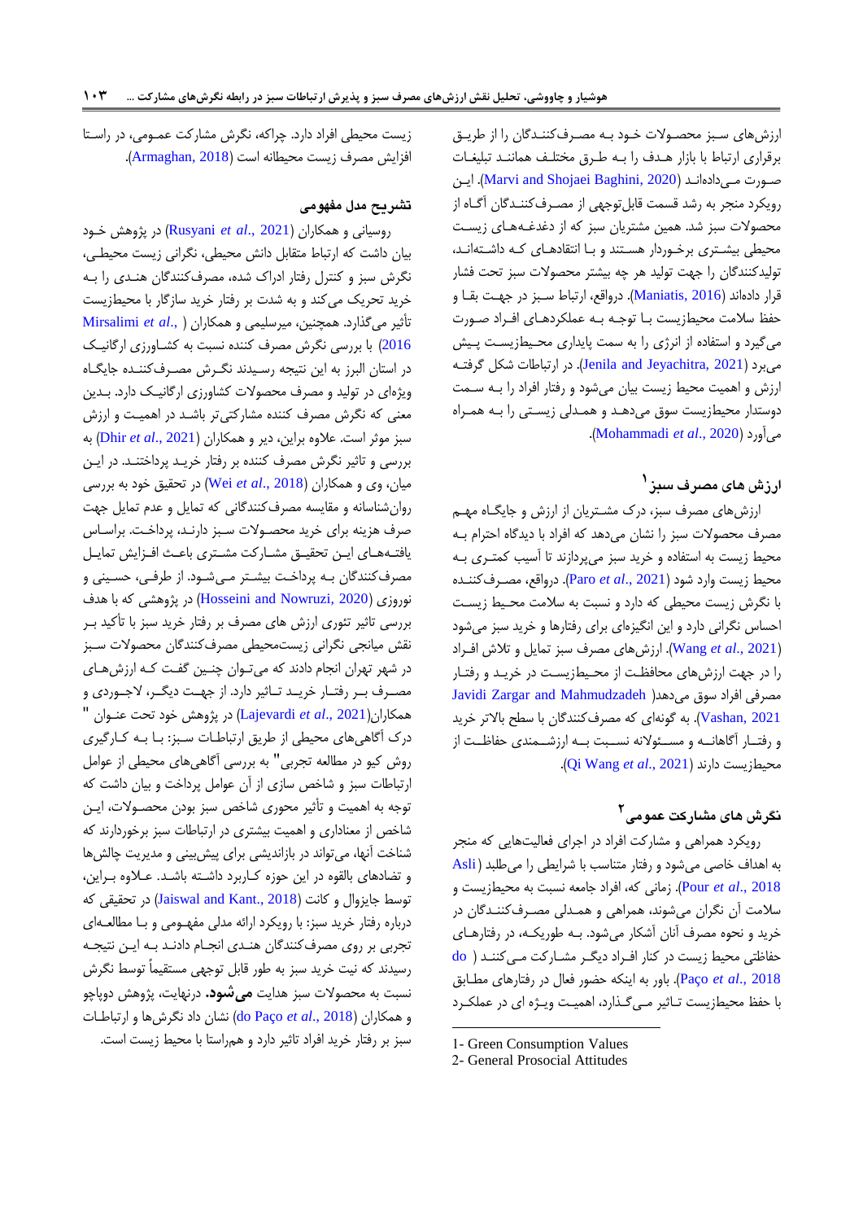ارزش‌های سبز محصولات خود به مصرف‌کنندگان را از طریق برقراری ارتباط با بازار هدف را به طرق مختلف همانند تبلیغات صورت می‌دادند (Marvi and Shojaei Baghini, 2020). این رویکرد منجر به رشد قسمت قابل‌توجهی از مصرف‌کنندگان آگاه از محصولات سبز شد. همین مشتریان سبز که از دغدغه‌های زیست محیطی بیشتری برخوردار هستند و با انتقادهای که داشته‌اند، تولیدکنندگان را جهت تولید هر چه بیشتر محصولات سبز تحت فشار قرار داده‌اند (Maniatis, 2016). درواقع، ارتباط سبز در جهت بقا و حفظ سلامت محیط‌زیست با توجه به عملکردهای افراد صورت می‌گیرد و استفاده از انرژی را به سمت پایداری محیط‌زیست پیش می‌برد (Jenila and Jeyachitra, 2021). در ارتباطات شکل گرفته ارزش و اهمیت محیط زیست بیان می‌شود و رفتار افراد را به سمت دوستدار محیط‌زیست سوق می‌دهد و همدلی زیستی را به همراه می‌آورد (Mohammadi *et al*., 2020).

## ارزش های مصرف سبز[1]

ارزش‌های مصرف سبز، درک مشتریان از ارزش و جایگاه مهم مصرف محصولات سبز را نشان می‌دهد که افراد با دیدگاه احترام به محیط زیست به استفاده و خرید سبز می‌پردازند تا آسیب کمتری به محیط زیست وارد شود (Paro *et al*., 2021). درواقع، مصرف‌کننده با نگرش زیست محیطی که دارد و نسبت به سلامت محیط زیست احساس نگرانی دارد و این انگیزه‌ای برای رفتارها و خرید سبز می‌شود (Wang *et al*., 2021). ارزش‌های مصرف سبز تمایل و تلاش افراد را در جهت ارزش‌های محافظت از محیط‌زیست در خرید و رفتار مصرفی افراد سوق می‌دهد(Javidi Zargar and Mahmudzadeh Vashan, 2021). به گونه‌ای که مصرف‌کنندگان از سطح بالاتر خرید و رفتار آگاهانه و مسئولانه نسبت به ارزشمندی حفاظت از محیط‌زیست دارند (Qi Wang *et al*., 2021).

## نگرش های مشارکت عمومی[2]

رویکرد همراهی و مشارکت افراد در اجرای فعالیت‌هایی که منجر به اهداف خاصی می‌شود و رفتار متناسب با شرایطی را می‌طلبد (Asli Pour *et al*., 2018). زمانی که، افراد جامعه نسبت به محیط‌زیست و سلامت آن نگران می‌شوند، همراهی و همدلی مصرف‌کنندگان در خرید و نحوه مصرف آنان آشکار می‌شود. به طوریکه، در رفتارهای حفاظتی محیط زیست در کنار افراد دیگر مشارکت می‌کنند ( do Paço *et al*., 2018). باور به اینکه حضور فعال در رفتارهای مطابق با حفظ محیط‌زیست تاثیر می‌گذارد، اهمیت ویژه ای در عملکرد زیست محیطی افراد دارد. چراکه، نگرش مشارکت عمومی، در راستا افزایش مصرف زیست محیطانه است (Armaghan, 2018).

## تشریح مدل مفهومی

روسیانی و همکاران (Rusyani *et al*., 2021) در پژوهش خود بیان داشت که ارتباط متقابل دانش محیطی، نگرانی زیست محیطی، نگرش سبز و کنترل رفتار ادراک شده، مصرف‌کنندگان هندی را به خرید تحریک می‌کند و به شدت بر رفتار خرید سازگار با محیط‌زیست تأثیر می‌گذارد. همچنین، میرسلیمی و همکاران ( Mirsalimi *et al*., 2016) با بررسی نگرش مصرف کننده نسبت به کشاورزی ارگانیک در استان البرز به این نتیجه رسیدند نگرش مصرف‌کننده جایگاه ویژه‌ای در تولید و مصرف محصولات کشاورزی ارگانیک دارد. بدین معنی که نگرش مصرف کننده مشارکتی‌تر باشد در اهمیت و ارزش سبز موثر است. علاوه براین، دیر و همکاران (Dhir *et al*., 2021) به بررسی و تاثیر نگرش مصرف کننده بر رفتار خرید پرداختند. در این میان، وی و همکاران (Wei *et al*., 2018) در تحقیق خود به بررسی روان‌شناسانه و مقایسه مصرف‌کنندگانی که تمایل و عدم تمایل جهت صرف هزینه برای خرید محصولات سبز دارند، پرداخت. براساس یافته‌های این تحقیق مشارکت مشتری باعث افزایش تمایل مصرف‌کنندگان به پرداخت بیشتر می‌شود. از طرفی، حسینی و نوروزی (Hosseini and Nowruzi, 2020) در پژوهشی که با هدف بررسی تاثیر تئوری ارزش های مصرف بر رفتار خرید سبز با تأکید بر نقش میانجی نگرانی زیست‌محیطی مصرف‌کنندگان محصولات سبز در شهر تهران انجام دادند که می‌توان چنین گفت که ارزش‌های مصرف بر رفتار خرید تاثیر دارد. از جهت دیگر، لاجوردی و همکاران(Lajevardi *et al*., 2021) در پژوهش خود تحت عنوان " درک آگاهی‌های محیطی از طریق ارتباطات سبز: با به کارگیری روش کیو در مطالعه تجربی" به بررسی آگاهی‌های محیطی از عوامل ارتباطات سبز و شاخص سازی از آن عوامل پرداخت و بیان داشت که توجه به اهمیت و تأثیر محوری شاخص سبز بودن محصولات، این شاخص از معناداری و اهمیت بیشتری در ارتباطات سبز برخوردارند که شناخت آنها، می‌تواند در بازاندیشی برای پیش‌بینی و مدیریت چالش‌ها و تضادهای بالقوه در این حوزه کاربرد داشته باشد. علاوه براین، توسط جایزوال و کانت (Jaiswal and Kant., 2018) در تحقیقی که درباره رفتار خرید سبز: با رویکرد ارائه مدلی مفهومی و با مطالعه‌ای تجربی بر روی مصرف‌کنندگان هندی انجام دادند به این نتیجه رسیدند که نیت خرید سبز به طور قابل توجهی مستقیماً توسط نگرش نسبت به محصولات سبز هدایت **می‌شود**. درنهایت، پژوهش دوپاچو و همکاران (do Paço *et al*., 2018) نشان داد نگرش‌ها و ارتباطات سبز بر رفتار خرید افراد تاثیر دارد و همراستا با محیط زیست است.

---

1- Green Consumption Values

2- General Prosocial Attitudes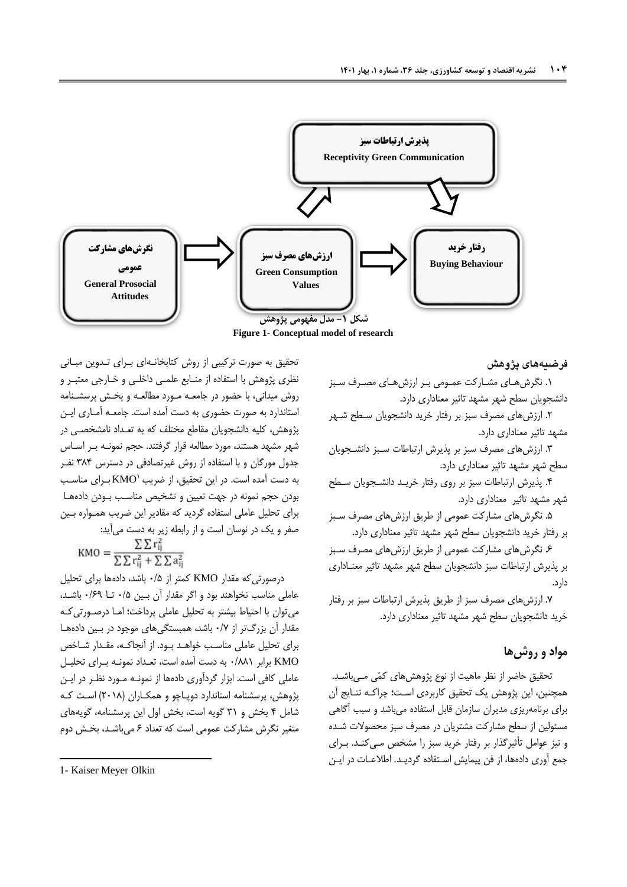پذیرش ارتباطات سبز
Receptivity Green Communication

نگرش‌های مشارکت عمومی
General Prosocial Attitudes

ارزش‌های مصرف سبز
Green Consumption Values

رفتار خرید
Buying Behaviour

شکل ۱- مدل مفهومی پژوهش
Figure 1- Conceptual model of research

### فرضیه‌های پژوهش

۱. نگرش‌های مشارکت عمومی بر ارزش‌های مصرف سبز دانشجویان سطح شهر مشهد تاثیر معناداری دارد.

۲. ارزش‌های مصرف سبز بر رفتار خرید دانشجویان سطح شهر مشهد تاثیر معناداری دارد.

۳. ارزش‌های مصرف سبز بر پذیرش ارتباطات سبز دانشجویان سطح شهر مشهد تاثیر معناداری دارد.

۴. پذیرش ارتباطات سبز بر روی رفتار خرید دانشجویان سطح شهر مشهد تاثیر معناداری دارد.

۵. نگرش‌های مشارکت عمومی از طریق ارزش‌های مصرف سبز بر رفتار خرید دانشجویان سطح شهر مشهد تاثیر معناداری دارد.

۶. نگرش‌های مشارکت عمومی از طریق ارزش‌های مصرف سبز بر پذیرش ارتباطات سبز دانشجویان سطح شهر مشهد تاثیر معناداری دارد.

۷. ارزش‌های مصرف سبز از طریق پذیرش ارتباطات سبز بر رفتار خرید دانشجویان سطح شهر مشهد تاثیر معناداری دارد.

## مواد و روش‌ها

تحقیق حاضر از نظر ماهیت از نوع پژوهش‌های کمّی می‌باشد. همچنین، این پژوهش یک تحقیق کاربردی است؛ چراکه نتایج آن برای برنامه‌ریزی مدیران سازمان قابل استفاده می‌باشد و سبب آگاهی مسئولین از سطح مشارکت مشتریان در مصرف سبز محصولات شده و نیز عوامل تأثیرگذار بر رفتار خرید سبز را مشخص می‌کند. برای جمع آوری داده‌ها، از فن پیمایش استفاده گردید. اطلاعات در این تحقیق به صورت ترکیبی از روش کتابخانه‌ای برای تدوین مبانی نظری پژوهش با استفاده از منابع علمی داخلی و خارجی معتبر و روش میدانی، با حضور در جامعه مورد مطالعه و پخش پرسشنامه استاندارد به صورت حضوری به دست آمده است. جامعه آماری این پژوهش، کلیه دانشجویان مقاطع مختلف که به تعداد نامشخصی در شهر مشهد هستند، مورد مطالعه قرار گرفتند. حجم نمونه بر اساس جدول مورگان و با استفاده از روش غیرتصادفی در دسترس ۳۸۴ نفر به دست آمده است. در این تحقیق، از ضریب KMO[1] برای مناسب بودن حجم نمونه در جهت تعیین و تشخیص مناسب بودن داده‌ها برای تحلیل عاملی استفاده گردید که مقادیر این ضریب همواره بین صفر و یک در نوسان است و از رابطه زیر به دست می‌آید:

$$\mathrm{KMO} = \frac{\sum\sum r_{ij}^2}{\sum\sum r_{ij}^2 + \sum\sum a_{ij}^2}$$

درصورتی‌که مقدار KMO کمتر از ۰/۵ باشد، داده‌ها برای تحلیل عاملی مناسب نخواهند بود و اگر مقدار آن بین ۰/۵ تا ۰/۶۹ باشد، می‌توان با احتیاط بیشتر به تحلیل عاملی پرداخت؛ اما درصورتی‌که مقدار آن بزرگ‌تر از ۰/۷ باشد، همبستگی‌های موجود در بین داده‌ها برای تحلیل عاملی مناسب خواهد بود. از آنجاکه، مقدار شاخص KMO برابر ۰/۸۸۱ به دست آمده است، تعداد نمونه برای تحلیل عاملی کافی است. ابزار گردآوری داده‌ها از نمونه مورد نظر در این پژوهش، پرسشنامه استاندارد دوپاچو و همکاران (۲۰۱۸) است که شامل ۴ بخش و ۳۱ گویه است، بخش اول این پرسشنامه، گویه‌های متغیر نگرش مشارکت عمومی است که تعداد ۶ می‌باشد، بخش دوم

1- Kaiser Meyer Olkin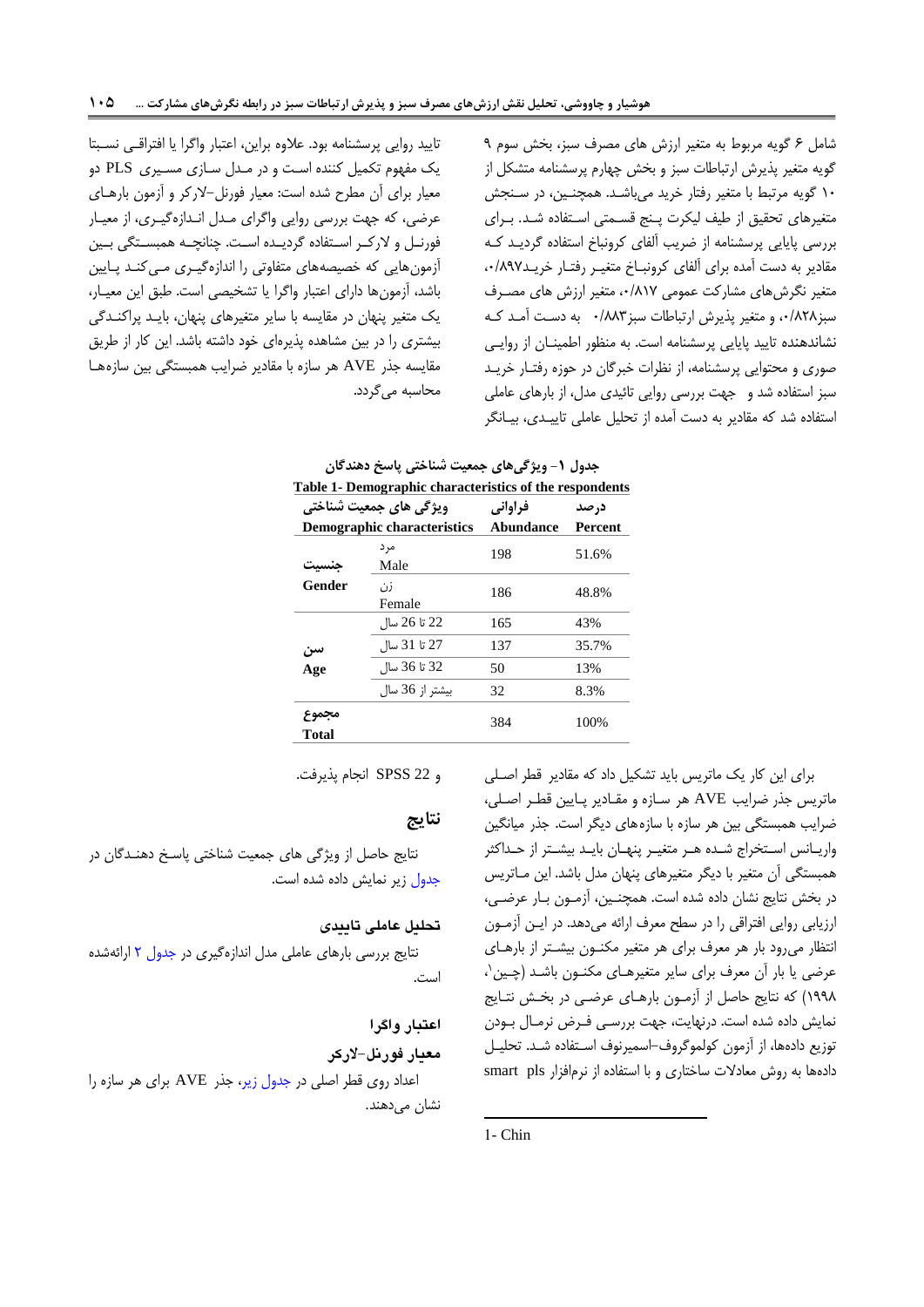شامل ۶ گویه مربوط به متغیر ارزش های مصرف سبز، بخش سوم ۹ گویه متغیر پذیرش ارتباطات سبز و بخش چهارم پرسشنامه متشکل از ۱۰ گویه مرتبط با متغیر رفتار خرید می‌باشد. همچنین، در سنجش متغیرهای تحقیق از طیف لیکرت پنج قسمتی استفاده شد. برای بررسی پایایی پرسشنامه از ضریب آلفای کرونباخ استفاده گردید که مقادیر به دست آمده برای آلفای کرونباخ متغیر رفتار خرید۰/۸۹۷، متغیر نگرش‌های مشارکت عمومی ۰/۸۱۷، متغیر ارزش های مصرف سبز۰/۸۲۸، و متغیر پذیرش ارتباطات سبز۰/۸۸۳ به دست آمد که نشاندهنده تایید پایایی پرسشنامه است. به منظور اطمینان از روایی صوری و محتوایی پرسشنامه، از نظرات خبرگان در حوزه رفتار خرید سبز استفاده شد و جهت بررسی روایی تائیدی مدل، از بارهای عاملی استفاده شد که مقادیر به دست آمده از تحلیل عاملی تاییدی، بیانگر تایید روایی پرسشنامه بود. علاوه براین، اعتبار واگرا یا افتراقی نسبتا یک مفهوم تکمیل کننده است و در مدل سازی مسیری PLS دو معیار برای آن مطرح شده است: معیار فورنل–لارکر و آزمون بارهای عرضی، که جهت بررسی روایی واگرای مدل اندازه‌گیری، از معیار فورنل و لارکر استفاده گردیده است. چنانچه همبستگی بین آزمون‌هایی که خصیصه‌های متفاوتی را اندازه‌گیری می‌کنند پایین باشد، آزمون‌ها دارای اعتبار واگرا یا تشخیصی است. طبق این معیار، یک متغیر پنهان در مقایسه با سایر متغیرهای پنهان، باید پراکندگی بیشتری را در بین مشاهده پذیره‌ای خود داشته باشد. این کار از طریق مقایسه جذر AVE هر سازه با مقادیر ضرایب همبستگی بین سازه‌ها محاسبه می‌گردد.

**جدول ۱- ویژگی‌های جمعیت شناختی پاسخ دهندگان**

**Table 1- Demographic characteristics of the respondents**

| ویژگی های جمعیت شناختی Demographic characteristics | | فراوانی Abundance | درصد Percent |
|---|---|---|---|
| جنسیت Gender | مرد Male | 198 | 51.6% |
| | زن Female | 186 | 48.8% |
| سن Age | 22 تا 26 سال | 165 | 43% |
| | 27 تا 31 سال | 137 | 35.7% |
| | 32 تا 36 سال | 50 | 13% |
| | بیشتر از 36 سال | 32 | 8.3% |
| مجموع Total | | 384 | 100% |

برای این کار یک ماتریس باید تشکیل داد که مقادیر قطر اصلی ماتریس جذر ضرایب AVE هر سازه و مقادیر پایین قطر اصلی، ضرایب همبستگی بین هر سازه با سازه‌های دیگر است. جذر میانگین واریانس استخراج شده هر متغیر پنهان باید بیشتر از حداکثر همبستگی آن متغیر با دیگر متغیرهای پنهان مدل باشد. این ماتریس در بخش نتایج نشان داده شده است. همچنین، آزمون بار عرضی، ارزیابی روایی افتراقی را در سطح معرف ارائه می‌دهد. در این آزمون انتظار می‌رود بار هر معرف برای هر متغیر مکنون بیشتر از بارهای عرضی یا بار آن معرف برای سایر متغیرهای مکنون باشد (چین[1]، ۱۹۹۸) که نتایج حاصل از آزمون بارهای عرضی در بخش نتایج نمایش داده شده است. درنهایت، جهت بررسی فرض نرمال بودن توزیع داده‌ها، از آزمون کولموگروف-اسمیرنوف استفاده شد. تحلیل داده‌ها به روش معادلات ساختاری و با استفاده از نرم‌افزار smart pls و SPSS 22 انجام پذیرفت.

## نتایج

نتایج حاصل از ویژگی های جمعیت شناختی پاسخ دهندگان در جدول زیر نمایش داده شده است.

### تحلیل عاملی تاییدی

نتایج بررسی بارهای عاملی مدل اندازه‌گیری در جدول ۲ ارائه‌شده است.

### اعتبار واگرا

### معیار فورنل-لارکر

اعداد روی قطر اصلی در جدول زیر، جذر AVE برای هر سازه را نشان می‌دهند.

---

1- Chin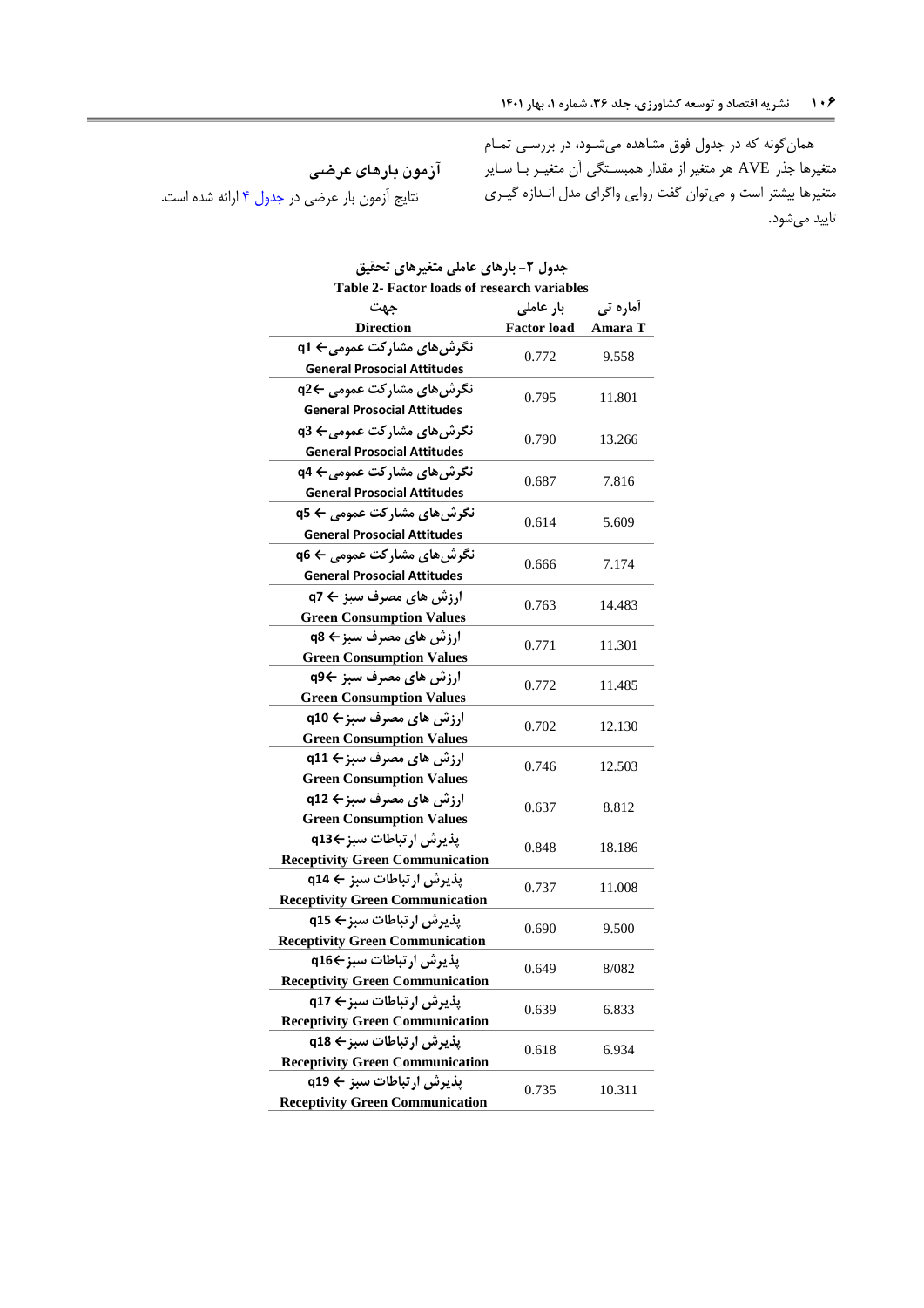همان‌گونه که در جدول فوق مشاهده می‌شود، در بررسی تمام متغیرها جذر AVE هر متغیر از مقدار همبستگی آن متغیر با سایر متغیرها بیشتر است و می‌توان گفت روایی واگرای مدل اندازه گیری تایید می‌شود.

### آزمون بارهای عرضی

نتایج آزمون بار عرضی در جدول ۴ ارائه شده است.

**جدول ۲- بارهای عاملی متغیرهای تحقیق**

**Table 2- Factor loads of research variables**

| جهت Direction | بار عاملی Factor load | آماره تی Amara T |
|---|---|---|
| نگرش‌های مشارکت عمومی← q1 General Prosocial Attitudes | 0.772 | 9.558 |
| نگرش‌های مشارکت عمومی ←q2 General Prosocial Attitudes | 0.795 | 11.801 |
| نگرش‌های مشارکت عمومی← q3 General Prosocial Attitudes | 0.790 | 13.266 |
| نگرش‌های مشارکت عمومی← q4 General Prosocial Attitudes | 0.687 | 7.816 |
| نگرش‌های مشارکت عمومی ← q5 General Prosocial Attitudes | 0.614 | 5.609 |
| نگرش‌های مشارکت عمومی ← q6 General Prosocial Attitudes | 0.666 | 7.174 |
| ارزش های مصرف سبز ← q7 Green Consumption Values | 0.763 | 14.483 |
| ارزش های مصرف سبز← q8 Green Consumption Values | 0.771 | 11.301 |
| ارزش های مصرف سبز ←q9 Green Consumption Values | 0.772 | 11.485 |
| ارزش های مصرف سبز← q10 Green Consumption Values | 0.702 | 12.130 |
| ارزش های مصرف سبز← q11 Green Consumption Values | 0.746 | 12.503 |
| ارزش های مصرف سبز← q12 Green Consumption Values | 0.637 | 8.812 |
| پذیرش ارتباطات سبز←q13 Receptivity Green Communication | 0.848 | 18.186 |
| پذیرش ارتباطات سبز ← q14 Receptivity Green Communication | 0.737 | 11.008 |
| پذیرش ارتباطات سبز← q15 Receptivity Green Communication | 0.690 | 9.500 |
| پذیرش ارتباطات سبز←q16 Receptivity Green Communication | 0.649 | 8/082 |
| پذیرش ارتباطات سبز← q17 Receptivity Green Communication | 0.639 | 6.833 |
| پذیرش ارتباطات سبز← q18 Receptivity Green Communication | 0.618 | 6.934 |
| پذیرش ارتباطات سبز ← q19 Receptivity Green Communication | 0.735 | 10.311 |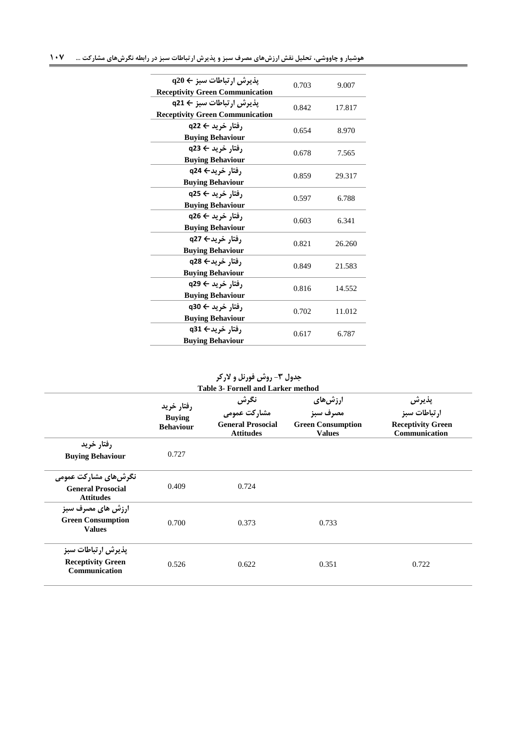| | | |
|---|---|---|
| پذیرش ارتباطات سبز ← q20 Receptivity Green Communication | 0.703 | 9.007 |
| پذیرش ارتباطات سبز ← q21 Receptivity Green Communication | 0.842 | 17.817 |
| رفتار خرید ← q22 Buying Behaviour | 0.654 | 8.970 |
| رفتار خرید ← q23 Buying Behaviour | 0.678 | 7.565 |
| رفتار خرید← q24 Buying Behaviour | 0.859 | 29.317 |
| رفتار خرید ← q25 Buying Behaviour | 0.597 | 6.788 |
| رفتار خرید ← q26 Buying Behaviour | 0.603 | 6.341 |
| رفتار خرید← q27 Buying Behaviour | 0.821 | 26.260 |
| رفتار خرید← q28 Buying Behaviour | 0.849 | 21.583 |
| رفتار خرید ← q29 Buying Behaviour | 0.816 | 14.552 |
| رفتار خرید ← q30 Buying Behaviour | 0.702 | 11.012 |
| رفتار خرید← q31 Buying Behaviour | 0.617 | 6.787 |

**جدول ۳- روش فورنل و لارکر**

**Table 3- Fornell and Larker method**

| | رفتار خرید Buying Behaviour | نگرش مشارکت عمومی General Prosocial Attitudes | ارزش‌های مصرف سبز Green Consumption Values | پذیرش ارتباطات سبز Receptivity Green Communication |
|---|---|---|---|---|
| رفتار خرید Buying Behaviour | 0.727 | | | |
| نگرش‌های مشارکت عمومی General Prosocial Attitudes | 0.409 | 0.724 | | |
| ارزش های مصرف سبز Green Consumption Values | 0.700 | 0.373 | 0.733 | |
| پذیرش ارتباطات سبز Receptivity Green Communication | 0.526 | 0.622 | 0.351 | 0.722 |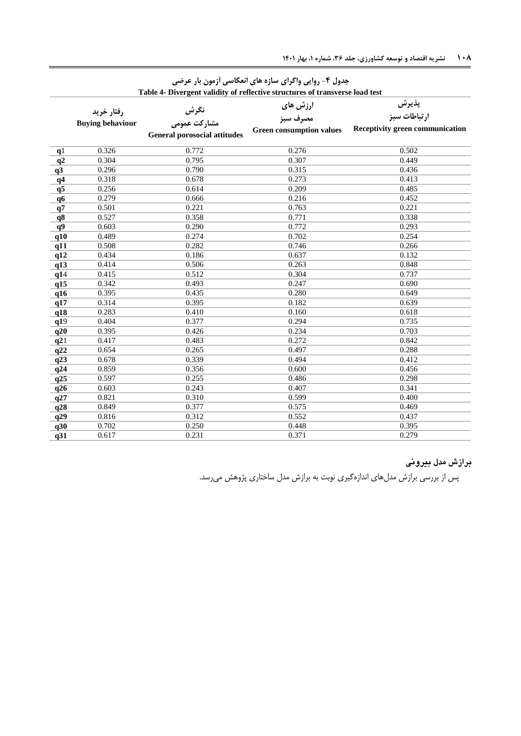جدول ۴- روایی واگرای سازه های انعکاسی آزمون بار عرضی

Table 4- Divergent validity of reflective structures of transverse load test

| | رفتار خرید Buying behaviour | نگرش مشارکت عمومی General porosocial attitudes | ارزش های مصرف سبز Green consumption values | پذیرش ارتباطات سبز Receptivity green communication |
|---|---|---|---|---|
| q1 | 0.326 | 0.772 | 0.276 | 0.502 |
| q2 | 0.304 | 0.795 | 0.307 | 0.449 |
| q3 | 0.296 | 0.790 | 0.315 | 0.436 |
| q4 | 0.318 | 0.678 | 0.273 | 0.413 |
| q5 | 0.256 | 0.614 | 0.209 | 0.485 |
| q6 | 0.279 | 0.666 | 0.216 | 0.452 |
| q7 | 0.501 | 0.221 | 0.763 | 0.221 |
| q8 | 0.527 | 0.358 | 0.771 | 0.338 |
| q9 | 0.603 | 0.290 | 0.772 | 0.293 |
| q10 | 0.489 | 0.274 | 0.702 | 0.254 |
| q11 | 0.508 | 0.282 | 0.746 | 0.266 |
| q12 | 0.434 | 0.186 | 0.637 | 0.132 |
| q13 | 0.414 | 0.506 | 0.263 | 0.848 |
| q14 | 0.415 | 0.512 | 0.304 | 0.737 |
| q15 | 0.342 | 0.493 | 0.247 | 0.690 |
| q16 | 0.395 | 0.435 | 0.280 | 0.649 |
| q17 | 0.314 | 0.395 | 0.182 | 0.639 |
| q18 | 0.283 | 0.410 | 0.160 | 0.618 |
| q19 | 0.404 | 0.377 | 0.294 | 0.735 |
| q20 | 0.395 | 0.426 | 0.234 | 0.703 |
| q21 | 0.417 | 0.483 | 0.272 | 0.842 |
| q22 | 0.654 | 0.265 | 0.497 | 0.288 |
| q23 | 0.678 | 0.339 | 0.494 | 0.412 |
| q24 | 0.859 | 0.356 | 0.600 | 0.456 |
| q25 | 0.597 | 0.255 | 0.486 | 0.298 |
| q26 | 0.603 | 0.243 | 0.407 | 0.341 |
| q27 | 0.821 | 0.310 | 0.599 | 0.400 |
| q28 | 0.849 | 0.377 | 0.575 | 0.469 |
| q29 | 0.816 | 0.312 | 0.552 | 0.437 |
| q30 | 0.702 | 0.250 | 0.448 | 0.395 |
| q31 | 0.617 | 0.231 | 0.371 | 0.279 |

## برازش مدل بیرونی

پس از بررسی برازش مدل‌های اندازه‌گیری نوبت به برازش مدل ساختاری پژوهش می‌رسد.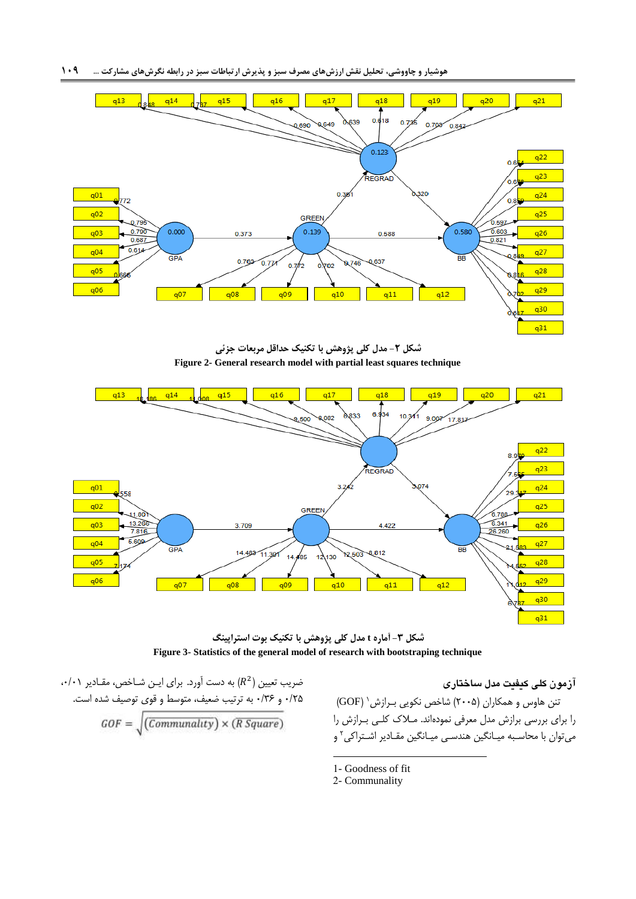شکل ۲- مدل کلی پژوهش با تکنیک حداقل مربعات جزئی

**Figure 2- General research model with partial least squares technique**

شکل ۳- آماره t مدل کلی پژوهش با تکنیک بوت استراپینگ

**Figure 3- Statistics of the general model of research with bootstraping technique**

## آزمون کلی کیفیت مدل ساختاری

تن هاوس و همکاران (۲۰۰۵) شاخص نکویی بـرازش[1] (GOF) را برای بررسی برازش مدل معرفی نموده‌اند. مـلاک کلـی بـرازش را می‌توان با محاسبه میـانگین هندسـی میـانگین مقـادیر اشـتراکی[2] و ضریب تعیین ($R^2$) به دست آورد. برای ایـن شـاخص، مقـادیر ۰/۰۱، ۰/۲۵ و ۰/۳۶ به ترتیب ضعیف، متوسط و قوی توصیف شده است.

$$GOF = \sqrt{\overline{(Communality)} \times \overline{(R\ Square)}}$$

---

1- Goodness of fit

2- Communality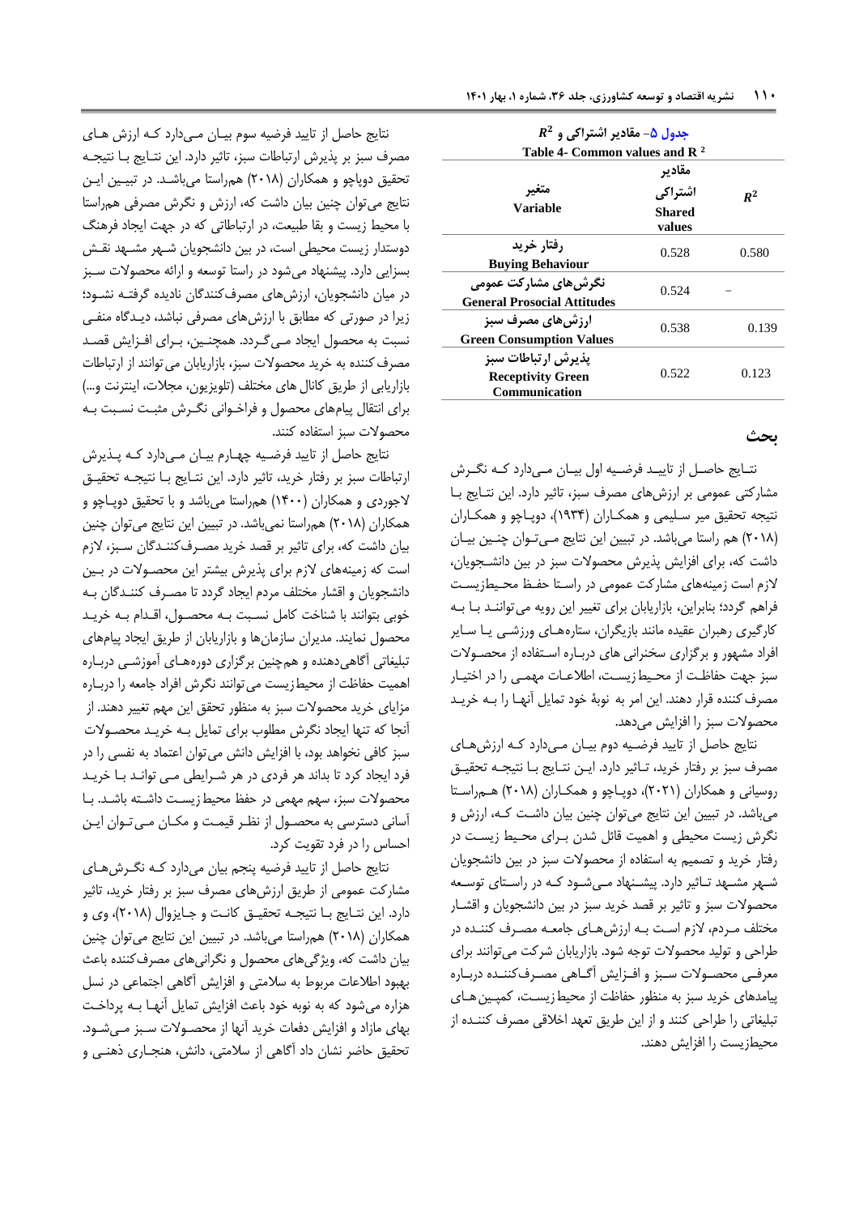جدول ۵- مقادیر اشتراکی و $R^2$

Table 4- Common values and $R^2$

| متغیر Variable | مقادیر اشتراکی Shared values | $R^2$ |
|---|---|---|
| رفتار خرید Buying Behaviour | 0.528 | 0.580 |
| نگرش‌های مشارکت عمومی General Prosocial Attitudes | 0.524 | – |
| ارزش‌های مصرف سبز Green Consumption Values | 0.538 | 0.139 |
| پذیرش ارتباطات سبز Receptivity Green Communication | 0.522 | 0.123 |

## بحث

نتایج حاصل از تایید فرضیه اول بیان می‌دارد که نگرش مشارکتی عمومی بر ارزش‌های مصرف سبز، تاثیر دارد. این نتایج با نتیجه تحقیق میر سلیمی و همکاران (۱۳۹۴)، دوپاچو و همکاران (۲۰۱۸) هم راستا می‌باشد. در تبیین این نتایج می‌توان چنین بیان داشت که، برای افزایش پذیرش محصولات سبز در بین دانشجویان، لازم است زمینه‌های مشارکت عمومی در راستا حفظ محیط‌زیست فراهم گردد؛ بنابراین، بازاریابان برای تغییر این رویه می‌توانند با به کارگیری رهبران عقیده مانند بازیگران، ستاره‌های ورزشی یا سایر افراد مشهور و برگزاری سخنرانی های درباره استفاده از محصولات سبز جهت حفاظت از محیط‌زیست، اطلاعات مهمی را در اختیار مصرف‌کننده قرار دهند. این امر به نوبهٔ خود تمایل آنها را به خرید محصولات سبز را افزایش می‌دهد.

نتایج حاصل از تایید فرضیه دوم بیان می‌دارد که ارزش‌های مصرف سبز بر رفتار خرید، تاثیر دارد. این نتایج با نتیجه تحقیق روسیانی و همکاران (۲۰۲۱)، دوپاچو و همکاران (۲۰۱۸) همراستا می‌باشد. در تبیین این نتایج می‌توان چنین بیان داشت که، ارزش و نگرش زیست محیطی و اهمیت قائل شدن برای محیط زیست در رفتار خرید و تصمیم به استفاده از محصولات سبز در بین دانشجویان شهر مشهد تاثیر دارد. پیشنهاد می‌شود که در راستای توسعه محصولات سبز و تاثیر بر قصد خرید سبز در بین دانشجویان و اقشار مختلف مردم، لازم است به ارزش‌های جامعه مصرف کننده در طراحی و تولید محصولات توجه شود. بازاریابان شرکت می‌توانند برای معرفی محصولات سبز و افزایش آگاهی مصرف‌کننده درباره پیامدهای خرید سبز به منظور حفاظت از محیط‌زیست، کمپین‌های تبلیغاتی را طراحی کنند و از این طریق تعهد اخلاقی مصرف کننده از محیط‌زیست را افزایش دهند.

نتایج حاصل از تایید فرضیه سوم بیان می‌دارد که ارزش های مصرف سبز بر پذیرش ارتباطات سبز، تاثیر دارد. این نتایج با نتیجه تحقیق دوپاچو و همکاران (۲۰۱۸) هم‌راستا می‌باشد. در تبیین این نتایج می‌توان چنین بیان داشت که، ارزش و نگرش مصرفی هم‌راستا با محیط زیست و بقا طبیعت، در ارتباطاتی که در جهت ایجاد فرهنگ دوستدار زیست محیطی است، در بین دانشجویان شهر مشهد نقش بسزایی دارد. پیشنهاد می‌شود در راستا توسعه و ارائه محصولات سبز در میان دانشجویان، ارزش‌های مصرف‌کنندگان نادیده گرفته نشود؛ زیرا در صورتی که مطابق با ارزش‌های مصرفی نباشد، دیدگاه منفی نسبت به محصول ایجاد می‌گردد. همچنین، برای افزایش قصد مصرف‌کننده به خرید محصولات سبز، بازاریابان می‌توانند از ارتباطات بازاریابی از طریق کانال های مختلف (تلویزیون، مجلات، اینترنت و...) برای انتقال پیام‌های محصول و فراخوانی نگرش مثبت نسبت به محصولات سبز استفاده کنند.

نتایج حاصل از تایید فرضیه چهارم بیان می‌دارد که پذیرش ارتباطات سبز بر رفتار خرید، تاثیر دارد. این نتایج با نتیجه تحقیق لاجوردی و همکاران (۱۴۰۰) هم‌راستا می‌باشد و با تحقیق دوپاچو و همکاران (۲۰۱۸) هم‌راستا نمی‌باشد. در تبیین این نتایج می‌توان چنین بیان داشت که، برای تاثیر بر قصد خرید مصرف‌کنندگان سبز، لازم است که زمینه‌های لازم برای پذیرش بیشتر این محصولات در بین دانشجویان و اقشار مختلف مردم ایجاد گردد تا مصرف کنندگان به خوبی بتوانند با شناخت کامل نسبت به محصول، اقدام به خرید محصول نمایند. مدیران سازمان‌ها و بازاریابان از طریق ایجاد پیام‌های تبلیغاتی آگاهی‌دهنده و هم‌چنین برگزاری دوره‌های آموزشی درباره اهمیت حفاظت از محیط‌زیست می‌توانند نگرش افراد جامعه را درباره مزایای خرید محصولات سبز به منظور تحقق این مهم تغییر دهند. از آنجا که تنها ایجاد نگرش مطلوب برای تمایل به خرید محصولات سبز کافی نخواهد بود، با افزایش دانش می‌توان اعتماد به نفسی را در فرد ایجاد کرد تا بداند هر فردی در هر شرایطی می تواند با خرید محصولات سبز، سهم مهمی در حفظ محیط‌زیست داشته باشد. با آسانی دسترسی به محصول از نظر قیمت و مکان می‌توان این احساس را در فرد تقویت کرد.

نتایج حاصل از تایید فرضیه پنجم بیان می‌دارد که نگرش‌های مشارکت عمومی از طریق ارزش‌های مصرف سبز بر رفتار خرید، تاثیر دارد. این نتایج با نتیجه تحقیق کانت و جایزوال (۲۰۱۸)، وی و همکاران (۲۰۱۸) هم‌راستا می‌باشد. در تبیین این نتایج می‌توان چنین بیان داشت که، ویژگی‌های محصول و نگرانی‌های مصرف‌کننده باعث بهبود اطلاعات مربوط به سلامتی و افزایش آگاهی اجتماعی در نسل هزاره می‌شود که به نوبه خود باعث افزایش تمایل آنها به پرداخت بهای مازاد و افزایش دفعات خرید آنها از محصولات سبز می‌شود. تحقیق حاضر نشان داد آگاهی از سلامتی، دانش، هنجاری ذهنی و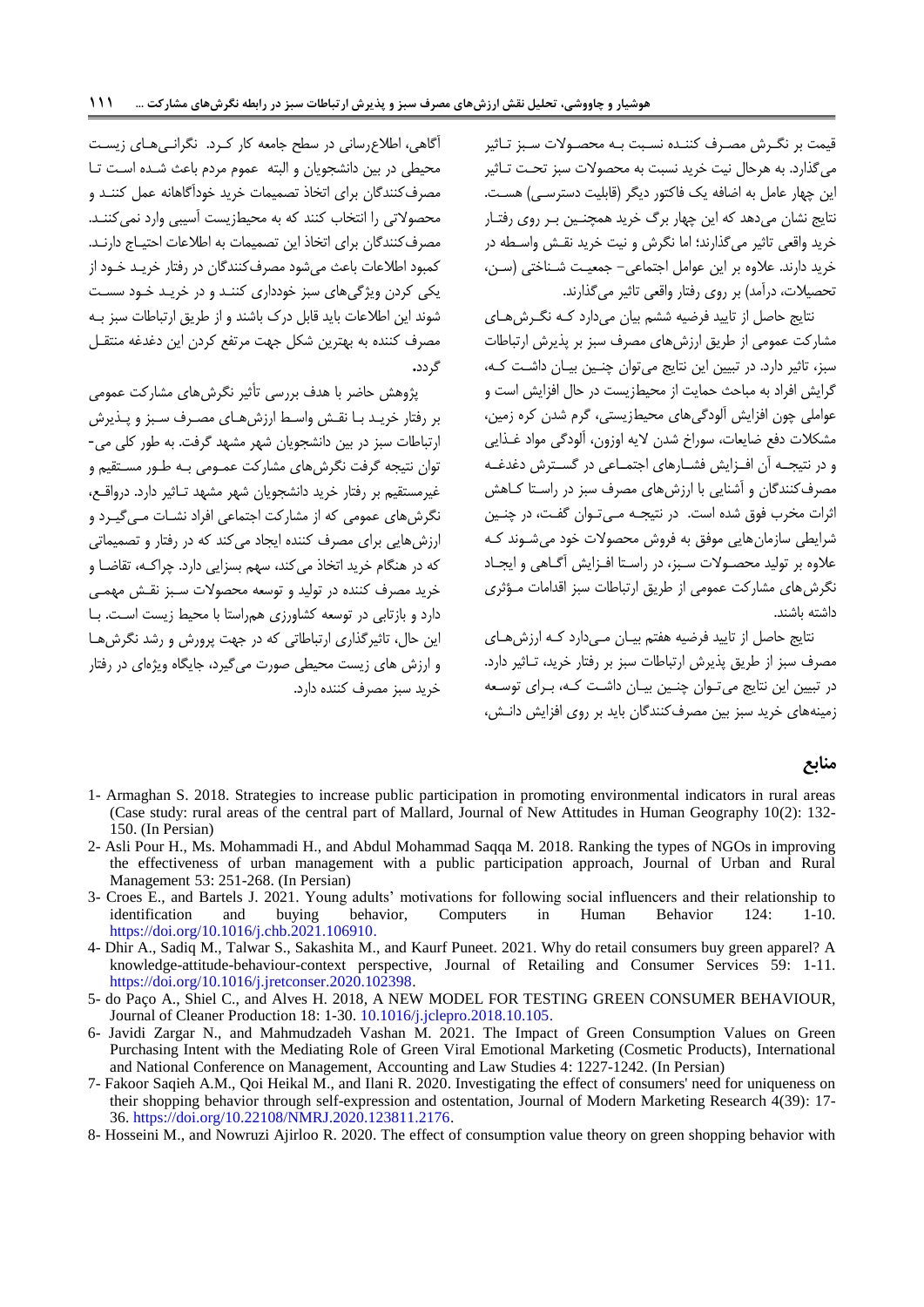قیمت بر نگـرش مصـرف کننـده نسـبت بـه محصـولات سـبز تـاثیر می‌گذارد. به هرحال نیت خرید نسبت به محصولات سبز تحـت تـاثیر این چهار عامل به اضافه یک فاکتور دیگر (قابلیت دسترسـی) هسـت. نتایج نشان می‌دهد که این چهار برگ خرید همچنـین بـر روی رفتـار خرید واقعی تاثیر می‌گذارند؛ اما نگرش و نیت خرید نقـش واسـطه در خرید دارند. علاوه بر این عوامل اجتماعی- جمعیـت شـناختی (سـن، تحصیلات، درآمد) بر روی رفتار واقعی تاثیر می‌گذارند.

نتایج حاصل از تایید فرضیه ششم بیان می‌دارد کـه نگـرش‌هـای مشارکت عمومی از طریق ارزش‌های مصرف سبز بر پذیرش ارتباطات سبز، تاثیر دارد. در تبیین این نتایج می‌توان چنـین بیـان داشـت کـه، گرایش افراد به مباحث حمایت از محیطزیست در حال افزایش است و عواملی چون افزایش آلودگی‌های محیطزیستی، گرم شدن کره زمین، مشکلات دفع ضایعات، سوراخ شدن لایه اوزون، آلودگی مواد غـذایی و در نتیجـه آن افـزایش فشـارهای اجتمـاعی در گسـترش دغدغـه مصرف‌کنندگان و آشنایی با ارزش‌های مصرف سبز در راسـتا کـاهش اثرات مخرب فوق شده است. در نتیجـه مـی‌تـوان گفـت، در چنـین شرایطی سازمان‌هایی موفق به فروش محصولات خود می‌شـوند کـه علاوه بر تولید محصـولات سـبز، در راسـتا افـزایش آگـاهی و ایجـاد نگرش‌های مشارکت عمومی از طریق ارتباطات سبز اقدامات مـؤثری داشته باشند.

نتایج حاصل از تایید فرضیه هفتم بیـان مـی‌دارد کـه ارزش‌هـای مصرف سبز از طریق پذیرش ارتباطات سبز بر رفتار خرید، تـاثیر دارد. در تبیین این نتایج می‌تـوان چنـین بیـان داشـت کـه، بـرای توسـعه زمینه‌های خرید سبز بین مصرف‌کنندگان باید بر روی افزایش دانـش، آگاهی، اطلاع‌رسانی در سطح جامعه کار کـرد. نگرانـی‌هـای زیسـت محیطی در بین دانشجویان و البته عموم مردم باعث شـده اسـت تـا مصرف‌کنندگان برای اتخاذ تصمیمات خرید خودآگاهانه عمل کننـد و محصولاتی را انتخاب کنند که به محیطزیست آسیبی وارد نمی‌کننـد. مصرف‌کنندگان برای اتخاذ این تصمیمات به اطلاعات احتیـاج دارنـد. کمبود اطلاعات باعث می‌شود مصرف‌کنندگان در رفتار خریـد خـود از یکی کردن ویژگی‌های سبز خودداری کننـد و در خریـد خـود سسـت شوند این اطلاعات باید قابل درک باشند و از طریق ارتباطات سبز بـه مصرف کننده به بهترین شکل جهت مرتفع کردن این دغدغه منتقـل گردد.

پژوهش حاضر با هدف بررسی تأثیر نگرش‌های مشارکت عمومی بر رفتار خریـد بـا نقـش واسـط ارزش‌هـای مصـرف سـبز و پـذیرش ارتباطات سبز در بین دانشجویان شهر مشهد صورت گرفت. به طور کلی می‌توان نتیجه گرفت نگرش‌های مشارکت عمـومی بـه طـور مسـتقیم و غیرمستقیم بر رفتار خرید دانشجویان شهر مشهد تـاثیر دارد. درواقـع، نگرش‌های عمومی که از مشارکت اجتماعی افراد نشـات مـی‌گیـرد و ارزش‌هایی برای مصرف کننده ایجاد می‌کند که در رفتار و تصمیماتی که در هنگام خرید اتخاذ می‌کند، سهم بسزایی دارد. چراکـه، تقاضـا و خرید مصرف کننده در تولید و توسعه محصولات سـبز نقـش مهمـی دارد و بازتابی در توسعه کشاورزی هم‌راستا با محیط زیست اسـت. بـا این حال، تاثیرگذاری ارتباطاتی که در جهت پرورش و رشد نگرش‌هـا و ارزش های زیست محیطی صورت می‌گیرد، جایگاه ویژه‌ای در رفتار خرید سبز مصرف کننده دارد.

## منابع

1- Armaghan S. 2018. Strategies to increase public participation in promoting environmental indicators in rural areas (Case study: rural areas of the central part of Mallard, Journal of New Attitudes in Human Geography 10(2): 132-150. (In Persian)

2- Asli Pour H., Ms. Mohammadi H., and Abdul Mohammad Saqqa M. 2018. Ranking the types of NGOs in improving the effectiveness of urban management with a public participation approach, Journal of Urban and Rural Management 53: 251-268. (In Persian)

3- Croes E., and Bartels J. 2021. Young adults' motivations for following social influencers and their relationship to identification and buying behavior, Computers in Human Behavior 124: 1-10. https://doi.org/10.1016/j.chb.2021.106910.

4- Dhir A., Sadiq M., Talwar S., Sakashita M., and Kaurf Puneet. 2021. Why do retail consumers buy green apparel? A knowledge-attitude-behaviour-context perspective, Journal of Retailing and Consumer Services 59: 1-11. https://doi.org/10.1016/j.jretconser.2020.102398.

5- do Paço A., Shiel C., and Alves H. 2018, A NEW MODEL FOR TESTING GREEN CONSUMER BEHAVIOUR, Journal of Cleaner Production 18: 1-30. 10.1016/j.jclepro.2018.10.105.

6- Javidi Zargar N., and Mahmudzadeh Vashan M. 2021. The Impact of Green Consumption Values on Green Purchasing Intent with the Mediating Role of Green Viral Emotional Marketing (Cosmetic Products), International and National Conference on Management, Accounting and Law Studies 4: 1227-1242. (In Persian)

7- Fakoor Saqieh A.M., Qoi Heikal M., and Ilani R. 2020. Investigating the effect of consumers' need for uniqueness on their shopping behavior through self-expression and ostentation, Journal of Modern Marketing Research 4(39): 17-36. https://doi.org/10.22108/NMRJ.2020.123811.2176.

8- Hosseini M., and Nowruzi Ajirloo R. 2020. The effect of consumption value theory on green shopping behavior with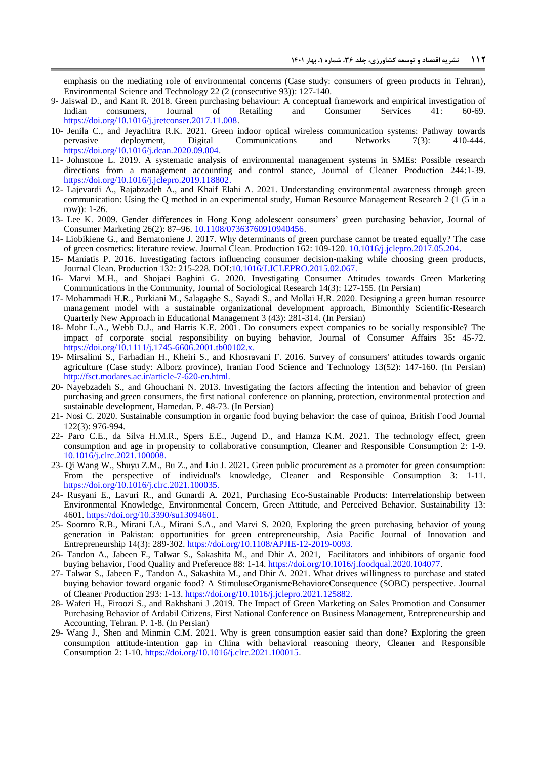emphasis on the mediating role of environmental concerns (Case study: consumers of green products in Tehran), Environmental Science and Technology 22 (2 (consecutive 93)): 127-140.

9- Jaiswal D., and Kant R. 2018. Green purchasing behaviour: A conceptual framework and empirical investigation of Indian consumers, Journal of Retailing and Consumer Services 41: 60-69. https://doi.org/10.1016/j.jretconser.2017.11.008.

10- Jenila C., and Jeyachitra R.K. 2021. Green indoor optical wireless communication systems: Pathway towards pervasive deployment, Digital Communications and Networks 7(3): 410-444. https://doi.org/10.1016/j.dcan.2020.09.004.

11- Johnstone L. 2019. A systematic analysis of environmental management systems in SMEs: Possible research directions from a management accounting and control stance, Journal of Cleaner Production 244:1-39. https://doi.org/10.1016/j.jclepro.2019.118802.

12- Lajevardi A., Rajabzadeh A., and Khaif Elahi A. 2021. Understanding environmental awareness through green communication: Using the Q method in an experimental study, Human Resource Management Research 2 (1 (5 in a row)): 1-26.

13- Lee K. 2009. Gender differences in Hong Kong adolescent consumers' green purchasing behavior, Journal of Consumer Marketing 26(2): 87–96. 10.1108/07363760910940456.

14- Liobikiene G., and Bernatoniene J. 2017. Why determinants of green purchase cannot be treated equally? The case of green cosmetics: literature review. Journal Clean. Production 162: 109-120. 10.1016/j.jclepro.2017.05.204.

15- Maniatis P. 2016. Investigating factors influencing consumer decision-making while choosing green products, Journal Clean. Production 132: 215-228. DOI:10.1016/J.JCLEPRO.2015.02.067.

16- Marvi M.H., and Shojaei Baghini G. 2020. Investigating Consumer Attitudes towards Green Marketing Communications in the Community, Journal of Sociological Research 14(3): 127-155. (In Persian)

17- Mohammadi H.R., Purkiani M., Salagaghe S., Sayadi S., and Mollai H.R. 2020. Designing a green human resource management model with a sustainable organizational development approach, Bimonthly Scientific-Research Quarterly New Approach in Educational Management 3 (43): 281-314. (In Persian)

18- Mohr L.A., Webb D.J., and Harris K.E. 2001. Do consumers expect companies to be socially responsible? The impact of corporate social responsibility on buying behavior, Journal of Consumer Affairs 35: 45-72. https://doi.org/10.1111/j.1745-6606.2001.tb00102.x.

19- Mirsalimi S., Farhadian H., Kheiri S., and Khosravani F. 2016. Survey of consumers' attitudes towards organic agriculture (Case study: Alborz province), Iranian Food Science and Technology 13(52): 147-160. (In Persian) http://fsct.modares.ac.ir/article-7-620-en.html.

20- Nayebzadeh S., and Ghouchani N. 2013. Investigating the factors affecting the intention and behavior of green purchasing and green consumers, the first national conference on planning, protection, environmental protection and sustainable development, Hamedan. P. 48-73. (In Persian)

21- Nosi C. 2020. Sustainable consumption in organic food buying behavior: the case of quinoa, British Food Journal 122(3): 976-994.

22- Paro C.E., da Silva H.M.R., Spers E.E., Jugend D., and Hamza K.M. 2021. The technology effect, green consumption and age in propensity to collaborative consumption, Cleaner and Responsible Consumption 2: 1-9. 10.1016/j.clrc.2021.100008.

23- Qi Wang W., Shuyu Z.M., Bu Z., and Liu J. 2021. Green public procurement as a promoter for green consumption: From the perspective of individual's knowledge, Cleaner and Responsible Consumption 3: 1-11. https://doi.org/10.1016/j.clrc.2021.100035.

24- Rusyani E., Lavuri R., and Gunardi A. 2021, Purchasing Eco-Sustainable Products: Interrelationship between Environmental Knowledge, Environmental Concern, Green Attitude, and Perceived Behavior. Sustainability 13: 4601. https://doi.org/10.3390/su13094601.

25- Soomro R.B., Mirani I.A., Mirani S.A., and Marvi S. 2020, Exploring the green purchasing behavior of young generation in Pakistan: opportunities for green entrepreneurship, Asia Pacific Journal of Innovation and Entrepreneurship 14(3): 289-302. https://doi.org/10.1108/APJIE-12-2019-0093.

26- Tandon A., Jabeen F., Talwar S., Sakashita M., and Dhir A. 2021, Facilitators and inhibitors of organic food buying behavior, Food Quality and Preference 88: 1-14. https://doi.org/10.1016/j.foodqual.2020.104077.

27- Talwar S., Jabeen F., Tandon A., Sakashita M., and Dhir A. 2021. What drives willingness to purchase and stated buying behavior toward organic food? A StimuluseOrganismeBehavioreConsequence (SOBC) perspective. Journal of Cleaner Production 293: 1-13. https://doi.org/10.1016/j.jclepro.2021.125882.

28- Waferi H., Firoozi S., and Rakhshani J .2019. The Impact of Green Marketing on Sales Promotion and Consumer Purchasing Behavior of Ardabil Citizens, First National Conference on Business Management, Entrepreneurship and Accounting, Tehran. P. 1-8. (In Persian)

29- Wang J., Shen and Minmin C.M. 2021. Why is green consumption easier said than done? Exploring the green consumption attitude-intention gap in China with behavioral reasoning theory, Cleaner and Responsible Consumption 2: 1-10. https://doi.org/10.1016/j.clrc.2021.100015.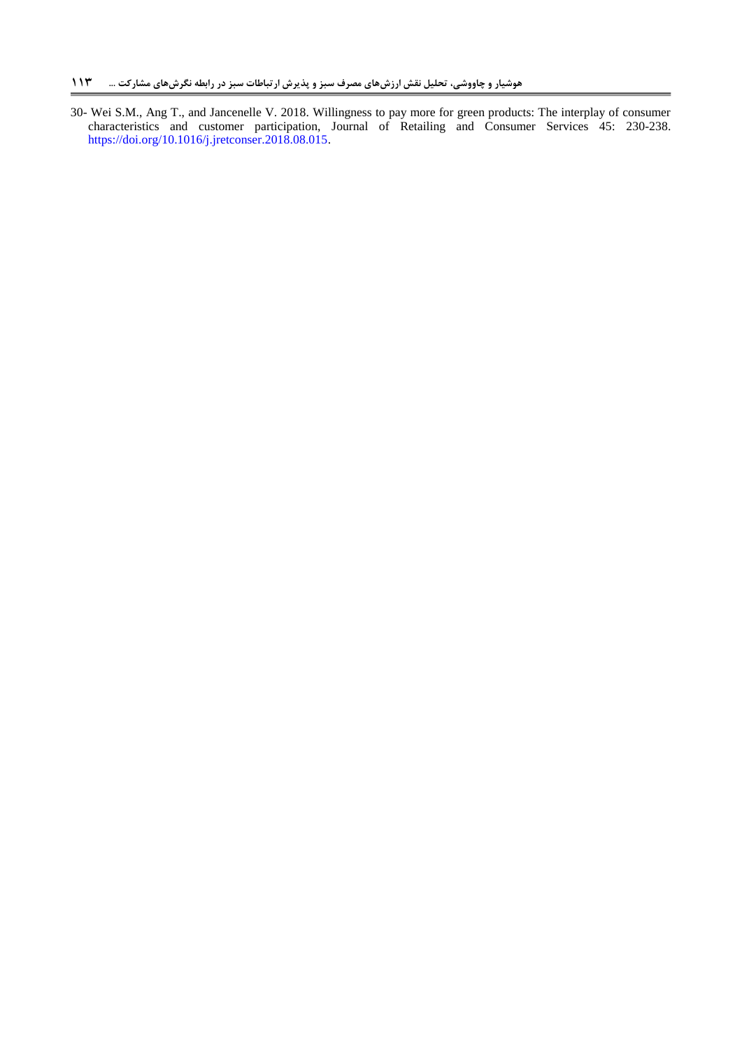30- Wei S.M., Ang T., and Jancenelle V. 2018. Willingness to pay more for green products: The interplay of consumer characteristics and customer participation, Journal of Retailing and Consumer Services 45: 230-238. https://doi.org/10.1016/j.jretconser.2018.08.015.